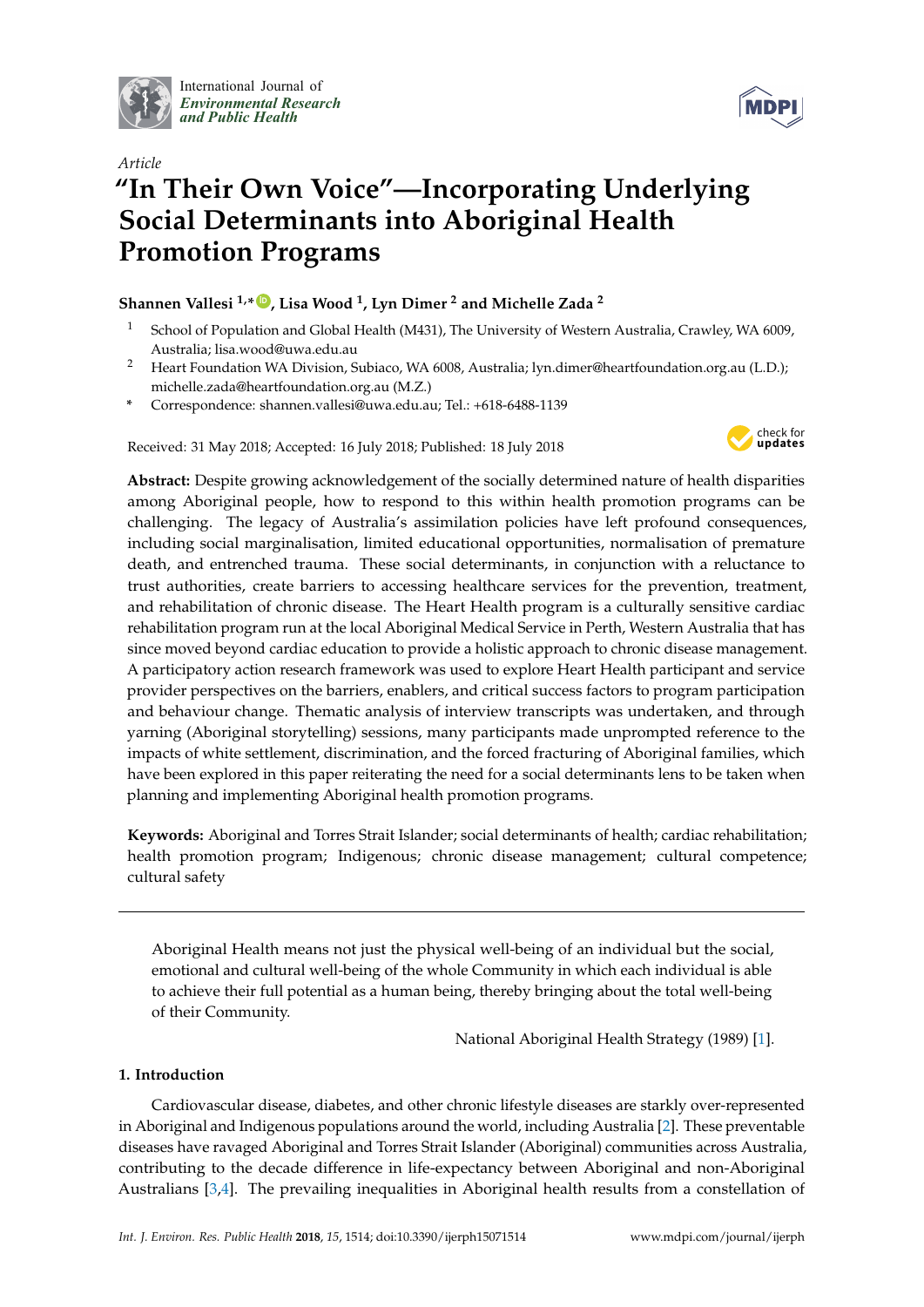International Journal of *Environmental Research and Public Health*

*Article*

# "In Their Own Voice"—Incorporating Underlying Social Determinants into Aboriginal Health Promotion Programs

**Shannen Vallesi [1,*], Lisa Wood [1], Lyn Dimer [2] and Michelle Zada [2]**

[1] School of Population and Global Health (M431), The University of Western Australia, Crawley, WA 6009, Australia; lisa.wood@uwa.edu.au

[2] Heart Foundation WA Division, Subiaco, WA 6008, Australia; lyn.dimer@heartfoundation.org.au (L.D.); michelle.zada@heartfoundation.org.au (M.Z.)

[*] Correspondence: shannen.vallesi@uwa.edu.au; Tel.: +618-6488-1139

Received: 31 May 2018; Accepted: 16 July 2018; Published: 18 July 2018

**Abstract:** Despite growing acknowledgement of the socially determined nature of health disparities among Aboriginal people, how to respond to this within health promotion programs can be challenging. The legacy of Australia's assimilation policies have left profound consequences, including social marginalisation, limited educational opportunities, normalisation of premature death, and entrenched trauma. These social determinants, in conjunction with a reluctance to trust authorities, create barriers to accessing healthcare services for the prevention, treatment, and rehabilitation of chronic disease. The Heart Health program is a culturally sensitive cardiac rehabilitation program run at the local Aboriginal Medical Service in Perth, Western Australia that has since moved beyond cardiac education to provide a holistic approach to chronic disease management. A participatory action research framework was used to explore Heart Health participant and service provider perspectives on the barriers, enablers, and critical success factors to program participation and behaviour change. Thematic analysis of interview transcripts was undertaken, and through yarning (Aboriginal storytelling) sessions, many participants made unprompted reference to the impacts of white settlement, discrimination, and the forced fracturing of Aboriginal families, which have been explored in this paper reiterating the need for a social determinants lens to be taken when planning and implementing Aboriginal health promotion programs.

**Keywords:** Aboriginal and Torres Strait Islander; social determinants of health; cardiac rehabilitation; health promotion program; Indigenous; chronic disease management; cultural competence; cultural safety

---

> Aboriginal Health means not just the physical well-being of an individual but the social, emotional and cultural well-being of the whole Community in which each individual is able to achieve their full potential as a human being, thereby bringing about the total well-being of their Community.
>
> National Aboriginal Health Strategy (1989) [1].

## 1. Introduction

Cardiovascular disease, diabetes, and other chronic lifestyle diseases are starkly over-represented in Aboriginal and Indigenous populations around the world, including Australia [2]. These preventable diseases have ravaged Aboriginal and Torres Strait Islander (Aboriginal) communities across Australia, contributing to the decade difference in life-expectancy between Aboriginal and non-Aboriginal Australians [3,4]. The prevailing inequalities in Aboriginal health results from a constellation of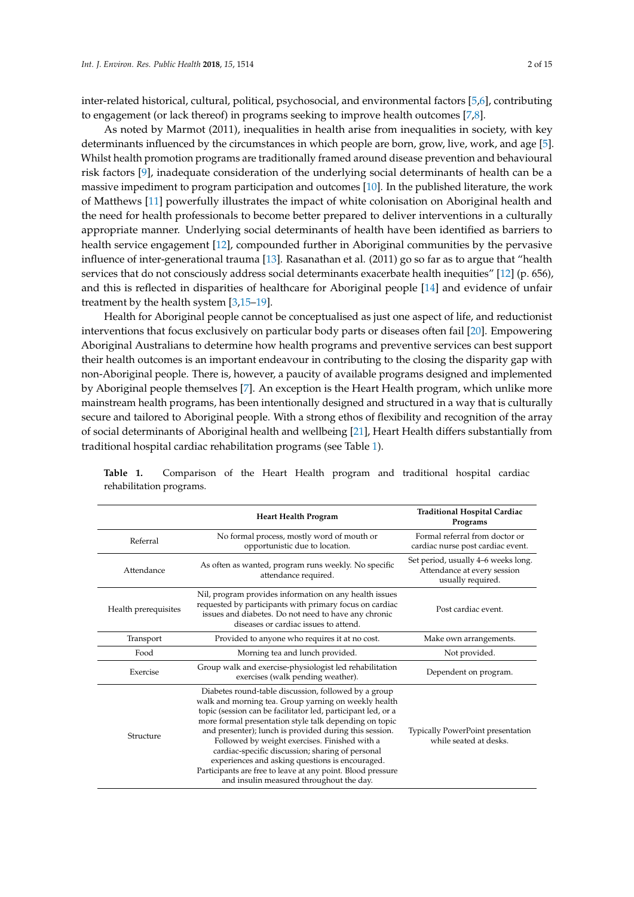inter-related historical, cultural, political, psychosocial, and environmental factors [5,6], contributing to engagement (or lack thereof) in programs seeking to improve health outcomes [7,8].

As noted by Marmot (2011), inequalities in health arise from inequalities in society, with key determinants influenced by the circumstances in which people are born, grow, live, work, and age [5]. Whilst health promotion programs are traditionally framed around disease prevention and behavioural risk factors [9], inadequate consideration of the underlying social determinants of health can be a massive impediment to program participation and outcomes [10]. In the published literature, the work of Matthews [11] powerfully illustrates the impact of white colonisation on Aboriginal health and the need for health professionals to become better prepared to deliver interventions in a culturally appropriate manner. Underlying social determinants of health have been identified as barriers to health service engagement [12], compounded further in Aboriginal communities by the pervasive influence of inter-generational trauma [13]. Rasanathan et al. (2011) go so far as to argue that "health services that do not consciously address social determinants exacerbate health inequities" [12] (p. 656), and this is reflected in disparities of healthcare for Aboriginal people [14] and evidence of unfair treatment by the health system [3,15–19].

Health for Aboriginal people cannot be conceptualised as just one aspect of life, and reductionist interventions that focus exclusively on particular body parts or diseases often fail [20]. Empowering Aboriginal Australians to determine how health programs and preventive services can best support their health outcomes is an important endeavour in contributing to the closing the disparity gap with non-Aboriginal people. There is, however, a paucity of available programs designed and implemented by Aboriginal people themselves [7]. An exception is the Heart Health program, which unlike more mainstream health programs, has been intentionally designed and structured in a way that is culturally secure and tailored to Aboriginal people. With a strong ethos of flexibility and recognition of the array of social determinants of Aboriginal health and wellbeing [21], Heart Health differs substantially from traditional hospital cardiac rehabilitation programs (see Table 1).

**Table 1.** Comparison of the Heart Health program and traditional hospital cardiac rehabilitation programs.

| | Heart Health Program | Traditional Hospital Cardiac Programs |
|---|---|---|
| Referral | No formal process, mostly word of mouth or opportunistic due to location. | Formal referral from doctor or cardiac nurse post cardiac event. |
| Attendance | As often as wanted, program runs weekly. No specific attendance required. | Set period, usually 4–6 weeks long. Attendance at every session usually required. |
| Health prerequisites | Nil, program provides information on any health issues requested by participants with primary focus on cardiac issues and diabetes. Do not need to have any chronic diseases or cardiac issues to attend. | Post cardiac event. |
| Transport | Provided to anyone who requires it at no cost. | Make own arrangements. |
| Food | Morning tea and lunch provided. | Not provided. |
| Exercise | Group walk and exercise-physiologist led rehabilitation exercises (walk pending weather). | Dependent on program. |
| Structure | Diabetes round-table discussion, followed by a group walk and morning tea. Group yarning on weekly health topic (session can be facilitator led, participant led, or a more formal presentation style talk depending on topic and presenter); lunch is provided during this session. Followed by weight exercises. Finished with a cardiac-specific discussion; sharing of personal experiences and asking questions is encouraged. Participants are free to leave at any point. Blood pressure and insulin measured throughout the day. | Typically PowerPoint presentation while seated at desks. |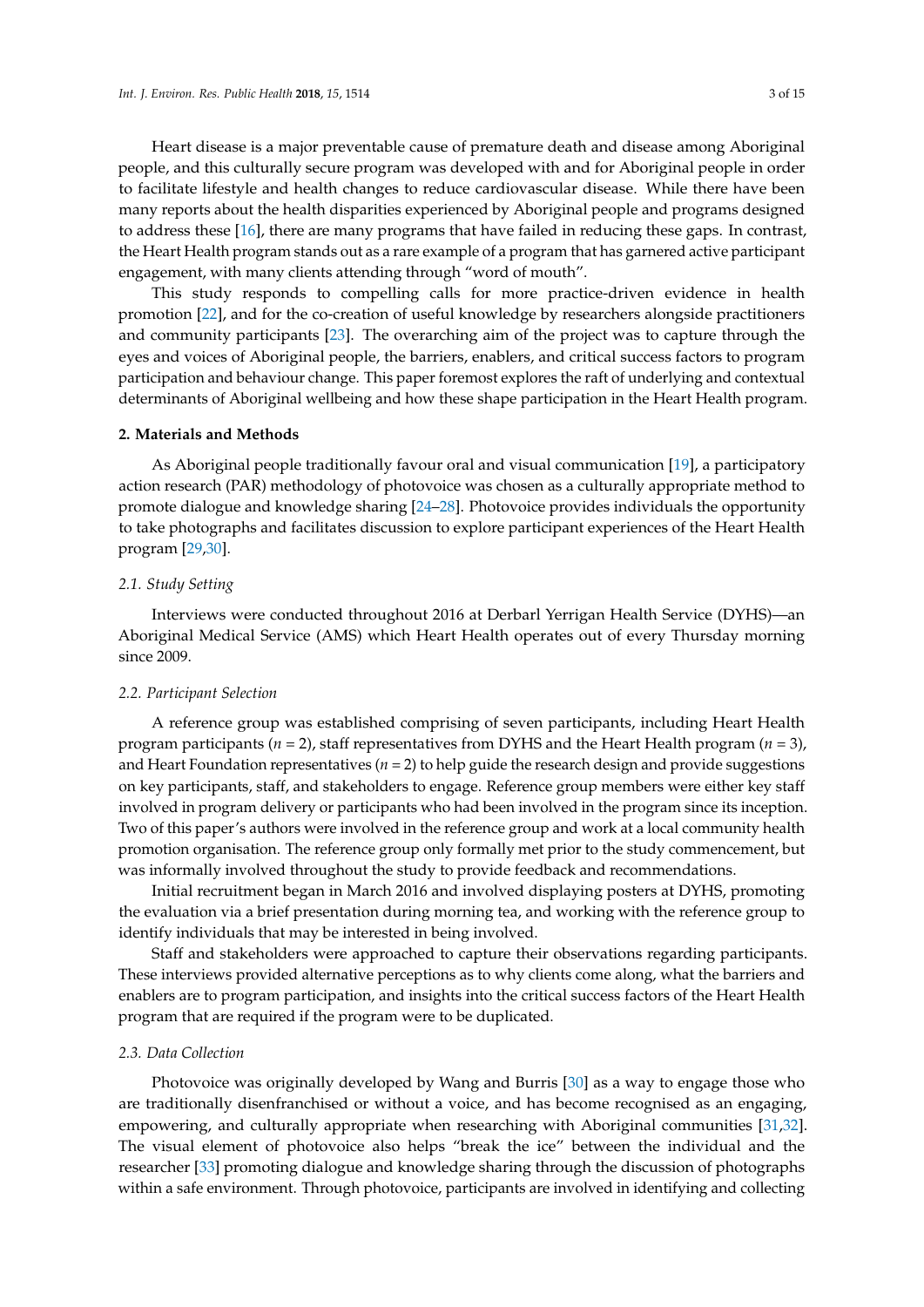Heart disease is a major preventable cause of premature death and disease among Aboriginal people, and this culturally secure program was developed with and for Aboriginal people in order to facilitate lifestyle and health changes to reduce cardiovascular disease. While there have been many reports about the health disparities experienced by Aboriginal people and programs designed to address these [16], there are many programs that have failed in reducing these gaps. In contrast, the Heart Health program stands out as a rare example of a program that has garnered active participant engagement, with many clients attending through "word of mouth".

This study responds to compelling calls for more practice-driven evidence in health promotion [22], and for the co-creation of useful knowledge by researchers alongside practitioners and community participants [23]. The overarching aim of the project was to capture through the eyes and voices of Aboriginal people, the barriers, enablers, and critical success factors to program participation and behaviour change. This paper foremost explores the raft of underlying and contextual determinants of Aboriginal wellbeing and how these shape participation in the Heart Health program.

## 2. Materials and Methods

As Aboriginal people traditionally favour oral and visual communication [19], a participatory action research (PAR) methodology of photovoice was chosen as a culturally appropriate method to promote dialogue and knowledge sharing [24–28]. Photovoice provides individuals the opportunity to take photographs and facilitates discussion to explore participant experiences of the Heart Health program [29,30].

### *2.1. Study Setting*

Interviews were conducted throughout 2016 at Derbarl Yerrigan Health Service (DYHS)—an Aboriginal Medical Service (AMS) which Heart Health operates out of every Thursday morning since 2009.

### *2.2. Participant Selection*

A reference group was established comprising of seven participants, including Heart Health program participants (*n* = 2), staff representatives from DYHS and the Heart Health program (*n* = 3), and Heart Foundation representatives (*n* = 2) to help guide the research design and provide suggestions on key participants, staff, and stakeholders to engage. Reference group members were either key staff involved in program delivery or participants who had been involved in the program since its inception. Two of this paper's authors were involved in the reference group and work at a local community health promotion organisation. The reference group only formally met prior to the study commencement, but was informally involved throughout the study to provide feedback and recommendations.

Initial recruitment began in March 2016 and involved displaying posters at DYHS, promoting the evaluation via a brief presentation during morning tea, and working with the reference group to identify individuals that may be interested in being involved.

Staff and stakeholders were approached to capture their observations regarding participants. These interviews provided alternative perceptions as to why clients come along, what the barriers and enablers are to program participation, and insights into the critical success factors of the Heart Health program that are required if the program were to be duplicated.

### *2.3. Data Collection*

Photovoice was originally developed by Wang and Burris [30] as a way to engage those who are traditionally disenfranchised or without a voice, and has become recognised as an engaging, empowering, and culturally appropriate when researching with Aboriginal communities [31,32]. The visual element of photovoice also helps "break the ice" between the individual and the researcher [33] promoting dialogue and knowledge sharing through the discussion of photographs within a safe environment. Through photovoice, participants are involved in identifying and collecting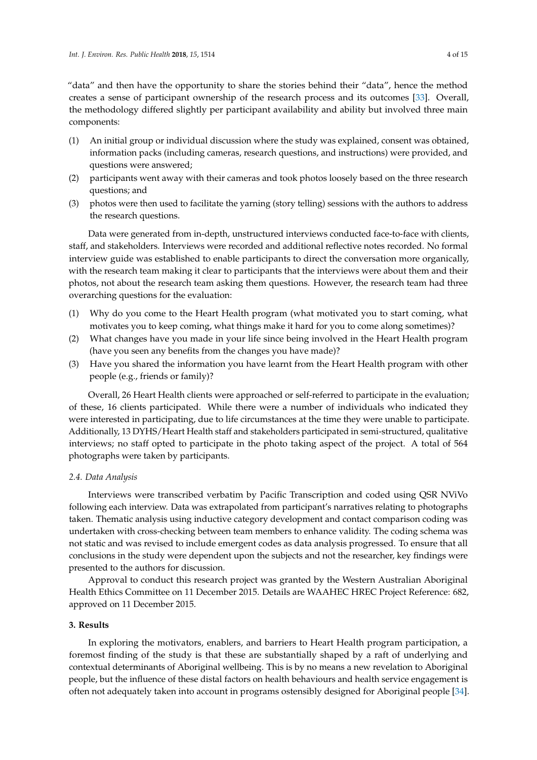"data" and then have the opportunity to share the stories behind their "data", hence the method creates a sense of participant ownership of the research process and its outcomes [33]. Overall, the methodology differed slightly per participant availability and ability but involved three main components:

(1) An initial group or individual discussion where the study was explained, consent was obtained, information packs (including cameras, research questions, and instructions) were provided, and questions were answered;
(2) participants went away with their cameras and took photos loosely based on the three research questions; and
(3) photos were then used to facilitate the yarning (story telling) sessions with the authors to address the research questions.

Data were generated from in-depth, unstructured interviews conducted face-to-face with clients, staff, and stakeholders. Interviews were recorded and additional reflective notes recorded. No formal interview guide was established to enable participants to direct the conversation more organically, with the research team making it clear to participants that the interviews were about them and their photos, not about the research team asking them questions. However, the research team had three overarching questions for the evaluation:

(1) Why do you come to the Heart Health program (what motivated you to start coming, what motivates you to keep coming, what things make it hard for you to come along sometimes)?
(2) What changes have you made in your life since being involved in the Heart Health program (have you seen any benefits from the changes you have made)?
(3) Have you shared the information you have learnt from the Heart Health program with other people (e.g., friends or family)?

Overall, 26 Heart Health clients were approached or self-referred to participate in the evaluation; of these, 16 clients participated. While there were a number of individuals who indicated they were interested in participating, due to life circumstances at the time they were unable to participate. Additionally, 13 DYHS/Heart Health staff and stakeholders participated in semi-structured, qualitative interviews; no staff opted to participate in the photo taking aspect of the project. A total of 564 photographs were taken by participants.

### *2.4. Data Analysis*

Interviews were transcribed verbatim by Pacific Transcription and coded using QSR NViVo following each interview. Data was extrapolated from participant's narratives relating to photographs taken. Thematic analysis using inductive category development and contact comparison coding was undertaken with cross-checking between team members to enhance validity. The coding schema was not static and was revised to include emergent codes as data analysis progressed. To ensure that all conclusions in the study were dependent upon the subjects and not the researcher, key findings were presented to the authors for discussion.

Approval to conduct this research project was granted by the Western Australian Aboriginal Health Ethics Committee on 11 December 2015. Details are WAAHEC HREC Project Reference: 682, approved on 11 December 2015.

## **3. Results**

In exploring the motivators, enablers, and barriers to Heart Health program participation, a foremost finding of the study is that these are substantially shaped by a raft of underlying and contextual determinants of Aboriginal wellbeing. This is by no means a new revelation to Aboriginal people, but the influence of these distal factors on health behaviours and health service engagement is often not adequately taken into account in programs ostensibly designed for Aboriginal people [34].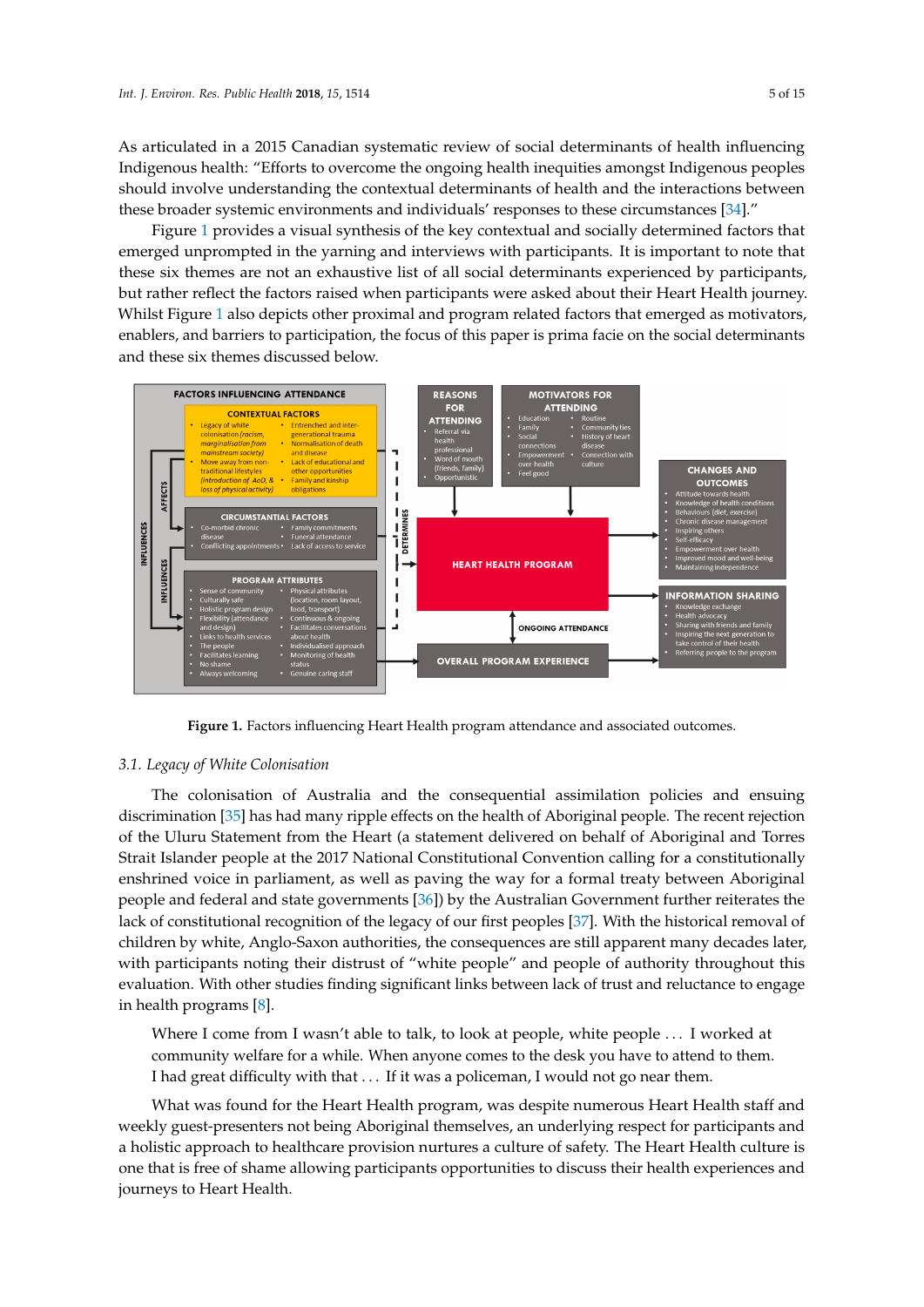As articulated in a 2015 Canadian systematic review of social determinants of health influencing Indigenous health: "Efforts to overcome the ongoing health inequities amongst Indigenous peoples should involve understanding the contextual determinants of health and the interactions between these broader systemic environments and individuals' responses to these circumstances [34]."

Figure 1 provides a visual synthesis of the key contextual and socially determined factors that emerged unprompted in the yarning and interviews with participants. It is important to note that these six themes are not an exhaustive list of all social determinants experienced by participants, but rather reflect the factors raised when participants were asked about their Heart Health journey. Whilst Figure 1 also depicts other proximal and program related factors that emerged as motivators, enablers, and barriers to participation, the focus of this paper is prima facie on the social determinants and these six themes discussed below.

**Figure 1.** Factors influencing Heart Health program attendance and associated outcomes.

### 3.1. Legacy of White Colonisation

The colonisation of Australia and the consequential assimilation policies and ensuing discrimination [35] has had many ripple effects on the health of Aboriginal people. The recent rejection of the Uluru Statement from the Heart (a statement delivered on behalf of Aboriginal and Torres Strait Islander people at the 2017 National Constitutional Convention calling for a constitutionally enshrined voice in parliament, as well as paving the way for a formal treaty between Aboriginal people and federal and state governments [36]) by the Australian Government further reiterates the lack of constitutional recognition of the legacy of our first peoples [37]. With the historical removal of children by white, Anglo-Saxon authorities, the consequences are still apparent many decades later, with participants noting their distrust of "white people" and people of authority throughout this evaluation. With other studies finding significant links between lack of trust and reluctance to engage in health programs [8].

> Where I come from I wasn't able to talk, to look at people, white people ... I worked at community welfare for a while. When anyone comes to the desk you have to attend to them. I had great difficulty with that ... If it was a policeman, I would not go near them.

What was found for the Heart Health program, was despite numerous Heart Health staff and weekly guest-presenters not being Aboriginal themselves, an underlying respect for participants and a holistic approach to healthcare provision nurtures a culture of safety. The Heart Health culture is one that is free of shame allowing participants opportunities to discuss their health experiences and journeys to Heart Health.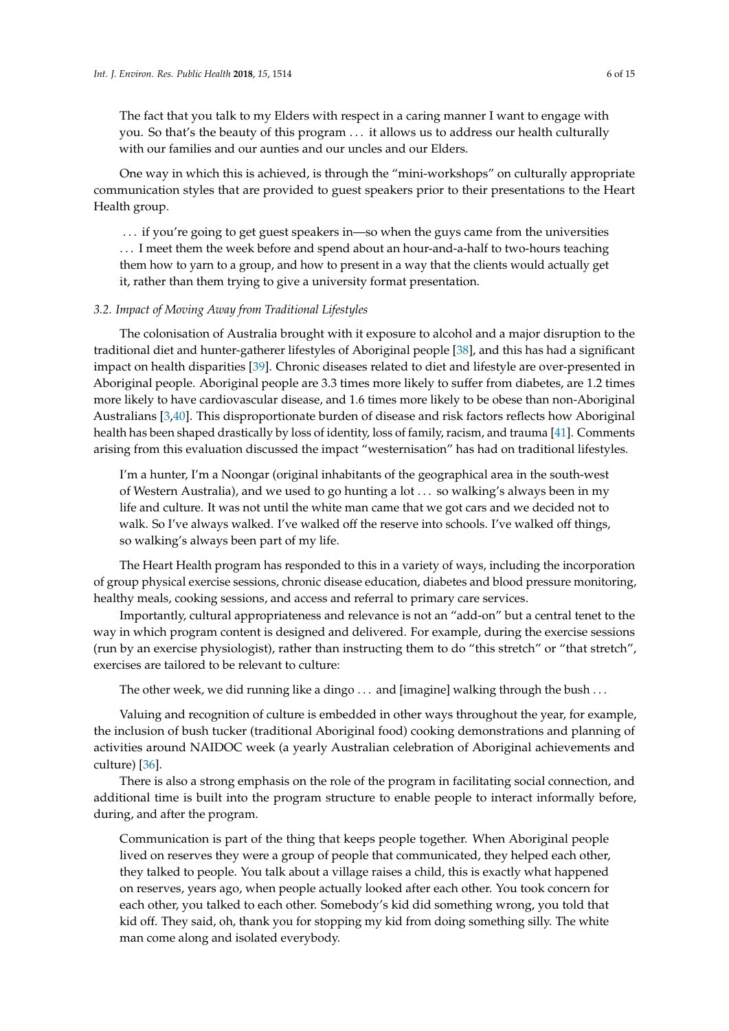> The fact that you talk to my Elders with respect in a caring manner I want to engage with you. So that's the beauty of this program . . . it allows us to address our health culturally with our families and our aunties and our uncles and our Elders.

One way in which this is achieved, is through the "mini-workshops" on culturally appropriate communication styles that are provided to guest speakers prior to their presentations to the Heart Health group.

> . . . if you're going to get guest speakers in—so when the guys came from the universities . . . I meet them the week before and spend about an hour-and-a-half to two-hours teaching them how to yarn to a group, and how to present in a way that the clients would actually get it, rather than them trying to give a university format presentation.

### *3.2. Impact of Moving Away from Traditional Lifestyles*

The colonisation of Australia brought with it exposure to alcohol and a major disruption to the traditional diet and hunter-gatherer lifestyles of Aboriginal people [38], and this has had a significant impact on health disparities [39]. Chronic diseases related to diet and lifestyle are over-presented in Aboriginal people. Aboriginal people are 3.3 times more likely to suffer from diabetes, are 1.2 times more likely to have cardiovascular disease, and 1.6 times more likely to be obese than non-Aboriginal Australians [3,40]. This disproportionate burden of disease and risk factors reflects how Aboriginal health has been shaped drastically by loss of identity, loss of family, racism, and trauma [41]. Comments arising from this evaluation discussed the impact "westernisation" has had on traditional lifestyles.

> I'm a hunter, I'm a Noongar (original inhabitants of the geographical area in the south-west of Western Australia), and we used to go hunting a lot . . . so walking's always been in my life and culture. It was not until the white man came that we got cars and we decided not to walk. So I've always walked. I've walked off the reserve into schools. I've walked off things, so walking's always been part of my life.

The Heart Health program has responded to this in a variety of ways, including the incorporation of group physical exercise sessions, chronic disease education, diabetes and blood pressure monitoring, healthy meals, cooking sessions, and access and referral to primary care services.

Importantly, cultural appropriateness and relevance is not an "add-on" but a central tenet to the way in which program content is designed and delivered. For example, during the exercise sessions (run by an exercise physiologist), rather than instructing them to do "this stretch" or "that stretch", exercises are tailored to be relevant to culture:

> The other week, we did running like a dingo . . . and [imagine] walking through the bush . . .

Valuing and recognition of culture is embedded in other ways throughout the year, for example, the inclusion of bush tucker (traditional Aboriginal food) cooking demonstrations and planning of activities around NAIDOC week (a yearly Australian celebration of Aboriginal achievements and culture) [36].

There is also a strong emphasis on the role of the program in facilitating social connection, and additional time is built into the program structure to enable people to interact informally before, during, and after the program.

> Communication is part of the thing that keeps people together. When Aboriginal people lived on reserves they were a group of people that communicated, they helped each other, they talked to people. You talk about a village raises a child, this is exactly what happened on reserves, years ago, when people actually looked after each other. You took concern for each other, you talked to each other. Somebody's kid did something wrong, you told that kid off. They said, oh, thank you for stopping my kid from doing something silly. The white man come along and isolated everybody.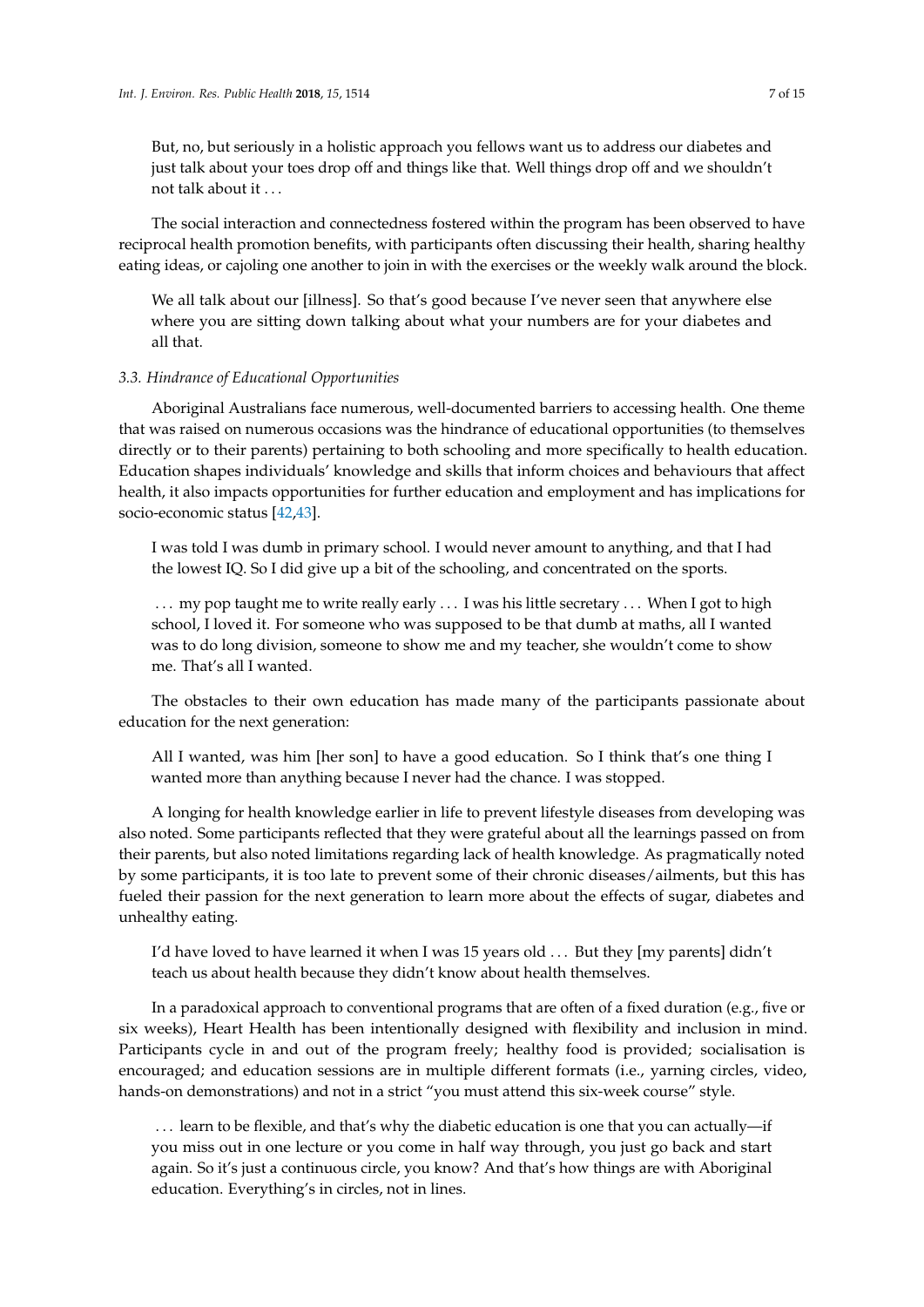> But, no, but seriously in a holistic approach you fellows want us to address our diabetes and just talk about your toes drop off and things like that. Well things drop off and we shouldn't not talk about it . . .

The social interaction and connectedness fostered within the program has been observed to have reciprocal health promotion benefits, with participants often discussing their health, sharing healthy eating ideas, or cajoling one another to join in with the exercises or the weekly walk around the block.

> We all talk about our [illness]. So that's good because I've never seen that anywhere else where you are sitting down talking about what your numbers are for your diabetes and all that.

### *3.3. Hindrance of Educational Opportunities*

Aboriginal Australians face numerous, well-documented barriers to accessing health. One theme that was raised on numerous occasions was the hindrance of educational opportunities (to themselves directly or to their parents) pertaining to both schooling and more specifically to health education. Education shapes individuals' knowledge and skills that inform choices and behaviours that affect health, it also impacts opportunities for further education and employment and has implications for socio-economic status [42,43].

> I was told I was dumb in primary school. I would never amount to anything, and that I had the lowest IQ. So I did give up a bit of the schooling, and concentrated on the sports.

> . . . my pop taught me to write really early . . . I was his little secretary . . . When I got to high school, I loved it. For someone who was supposed to be that dumb at maths, all I wanted was to do long division, someone to show me and my teacher, she wouldn't come to show me. That's all I wanted.

The obstacles to their own education has made many of the participants passionate about education for the next generation:

> All I wanted, was him [her son] to have a good education. So I think that's one thing I wanted more than anything because I never had the chance. I was stopped.

A longing for health knowledge earlier in life to prevent lifestyle diseases from developing was also noted. Some participants reflected that they were grateful about all the learnings passed on from their parents, but also noted limitations regarding lack of health knowledge. As pragmatically noted by some participants, it is too late to prevent some of their chronic diseases/ailments, but this has fueled their passion for the next generation to learn more about the effects of sugar, diabetes and unhealthy eating.

> I'd have loved to have learned it when I was 15 years old . . . But they [my parents] didn't teach us about health because they didn't know about health themselves.

In a paradoxical approach to conventional programs that are often of a fixed duration (e.g., five or six weeks), Heart Health has been intentionally designed with flexibility and inclusion in mind. Participants cycle in and out of the program freely; healthy food is provided; socialisation is encouraged; and education sessions are in multiple different formats (i.e., yarning circles, video, hands-on demonstrations) and not in a strict "you must attend this six-week course" style.

> . . . learn to be flexible, and that's why the diabetic education is one that you can actually—if you miss out in one lecture or you come in half way through, you just go back and start again. So it's just a continuous circle, you know? And that's how things are with Aboriginal education. Everything's in circles, not in lines.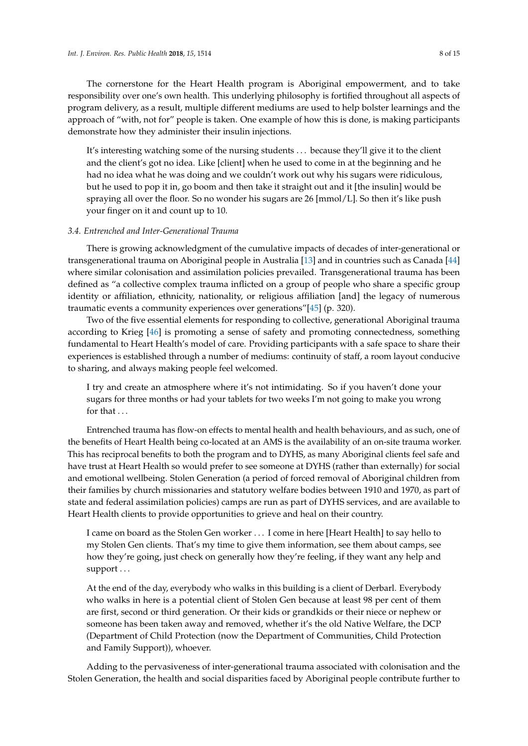The cornerstone for the Heart Health program is Aboriginal empowerment, and to take responsibility over one's own health. This underlying philosophy is fortified throughout all aspects of program delivery, as a result, multiple different mediums are used to help bolster learnings and the approach of "with, not for" people is taken. One example of how this is done, is making participants demonstrate how they administer their insulin injections.

> It's interesting watching some of the nursing students ... because they'll give it to the client and the client's got no idea. Like [client] when he used to come in at the beginning and he had no idea what he was doing and we couldn't work out why his sugars were ridiculous, but he used to pop it in, go boom and then take it straight out and it [the insulin] would be spraying all over the floor. So no wonder his sugars are 26 [mmol/L]. So then it's like push your finger on it and count up to 10.

### *3.4. Entrenched and Inter-Generational Trauma*

There is growing acknowledgment of the cumulative impacts of decades of inter-generational or transgenerational trauma on Aboriginal people in Australia [13] and in countries such as Canada [44] where similar colonisation and assimilation policies prevailed. Transgenerational trauma has been defined as "a collective complex trauma inflicted on a group of people who share a specific group identity or affiliation, ethnicity, nationality, or religious affiliation [and] the legacy of numerous traumatic events a community experiences over generations"[45] (p. 320).

Two of the five essential elements for responding to collective, generational Aboriginal trauma according to Krieg [46] is promoting a sense of safety and promoting connectedness, something fundamental to Heart Health's model of care. Providing participants with a safe space to share their experiences is established through a number of mediums: continuity of staff, a room layout conducive to sharing, and always making people feel welcomed.

> I try and create an atmosphere where it's not intimidating. So if you haven't done your sugars for three months or had your tablets for two weeks I'm not going to make you wrong for that ...

Entrenched trauma has flow-on effects to mental health and health behaviours, and as such, one of the benefits of Heart Health being co-located at an AMS is the availability of an on-site trauma worker. This has reciprocal benefits to both the program and to DYHS, as many Aboriginal clients feel safe and have trust at Heart Health so would prefer to see someone at DYHS (rather than externally) for social and emotional wellbeing. Stolen Generation (a period of forced removal of Aboriginal children from their families by church missionaries and statutory welfare bodies between 1910 and 1970, as part of state and federal assimilation policies) camps are run as part of DYHS services, and are available to Heart Health clients to provide opportunities to grieve and heal on their country.

> I came on board as the Stolen Gen worker ... I come in here [Heart Health] to say hello to my Stolen Gen clients. That's my time to give them information, see them about camps, see how they're going, just check on generally how they're feeling, if they want any help and support ...

> At the end of the day, everybody who walks in this building is a client of Derbarl. Everybody who walks in here is a potential client of Stolen Gen because at least 98 per cent of them are first, second or third generation. Or their kids or grandkids or their niece or nephew or someone has been taken away and removed, whether it's the old Native Welfare, the DCP (Department of Child Protection (now the Department of Communities, Child Protection and Family Support)), whoever.

Adding to the pervasiveness of inter-generational trauma associated with colonisation and the Stolen Generation, the health and social disparities faced by Aboriginal people contribute further to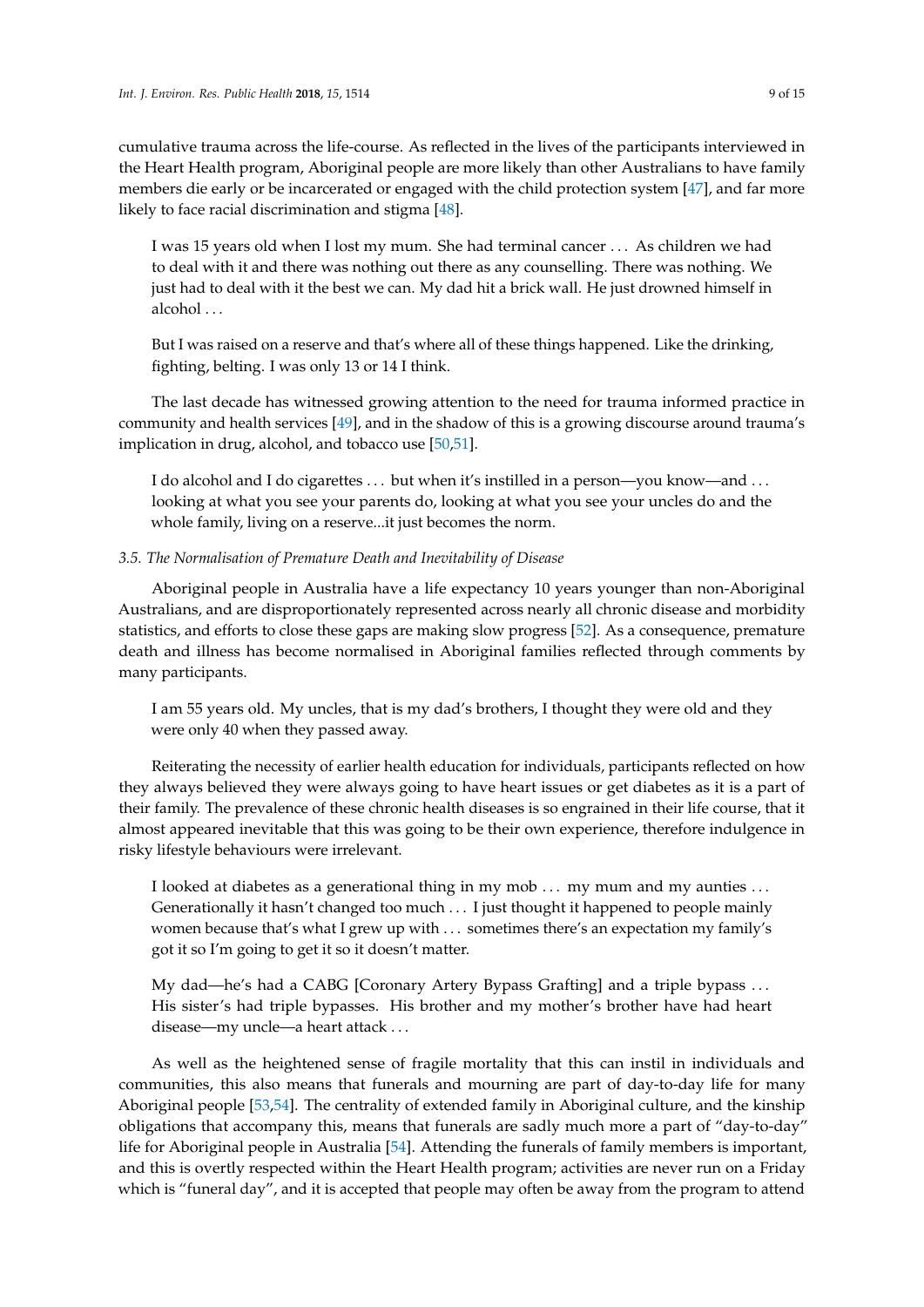cumulative trauma across the life-course. As reflected in the lives of the participants interviewed in the Heart Health program, Aboriginal people are more likely than other Australians to have family members die early or be incarcerated or engaged with the child protection system [47], and far more likely to face racial discrimination and stigma [48].

> I was 15 years old when I lost my mum. She had terminal cancer . . . As children we had to deal with it and there was nothing out there as any counselling. There was nothing. We just had to deal with it the best we can. My dad hit a brick wall. He just drowned himself in alcohol . . .
>
> But I was raised on a reserve and that's where all of these things happened. Like the drinking, fighting, belting. I was only 13 or 14 I think.

The last decade has witnessed growing attention to the need for trauma informed practice in community and health services [49], and in the shadow of this is a growing discourse around trauma's implication in drug, alcohol, and tobacco use [50,51].

> I do alcohol and I do cigarettes . . . but when it's instilled in a person—you know—and . . . looking at what you see your parents do, looking at what you see your uncles do and the whole family, living on a reserve...it just becomes the norm.

### *3.5. The Normalisation of Premature Death and Inevitability of Disease*

Aboriginal people in Australia have a life expectancy 10 years younger than non-Aboriginal Australians, and are disproportionately represented across nearly all chronic disease and morbidity statistics, and efforts to close these gaps are making slow progress [52]. As a consequence, premature death and illness has become normalised in Aboriginal families reflected through comments by many participants.

> I am 55 years old. My uncles, that is my dad's brothers, I thought they were old and they were only 40 when they passed away.

Reiterating the necessity of earlier health education for individuals, participants reflected on how they always believed they were always going to have heart issues or get diabetes as it is a part of their family. The prevalence of these chronic health diseases is so engrained in their life course, that it almost appeared inevitable that this was going to be their own experience, therefore indulgence in risky lifestyle behaviours were irrelevant.

> I looked at diabetes as a generational thing in my mob . . . my mum and my aunties . . . Generationally it hasn't changed too much . . . I just thought it happened to people mainly women because that's what I grew up with . . . sometimes there's an expectation my family's got it so I'm going to get it so it doesn't matter.
>
> My dad—he's had a CABG [Coronary Artery Bypass Grafting] and a triple bypass . . . His sister's had triple bypasses. His brother and my mother's brother have had heart disease—my uncle—a heart attack . . .

As well as the heightened sense of fragile mortality that this can instil in individuals and communities, this also means that funerals and mourning are part of day-to-day life for many Aboriginal people [53,54]. The centrality of extended family in Aboriginal culture, and the kinship obligations that accompany this, means that funerals are sadly much more a part of "day-to-day" life for Aboriginal people in Australia [54]. Attending the funerals of family members is important, and this is overtly respected within the Heart Health program; activities are never run on a Friday which is "funeral day", and it is accepted that people may often be away from the program to attend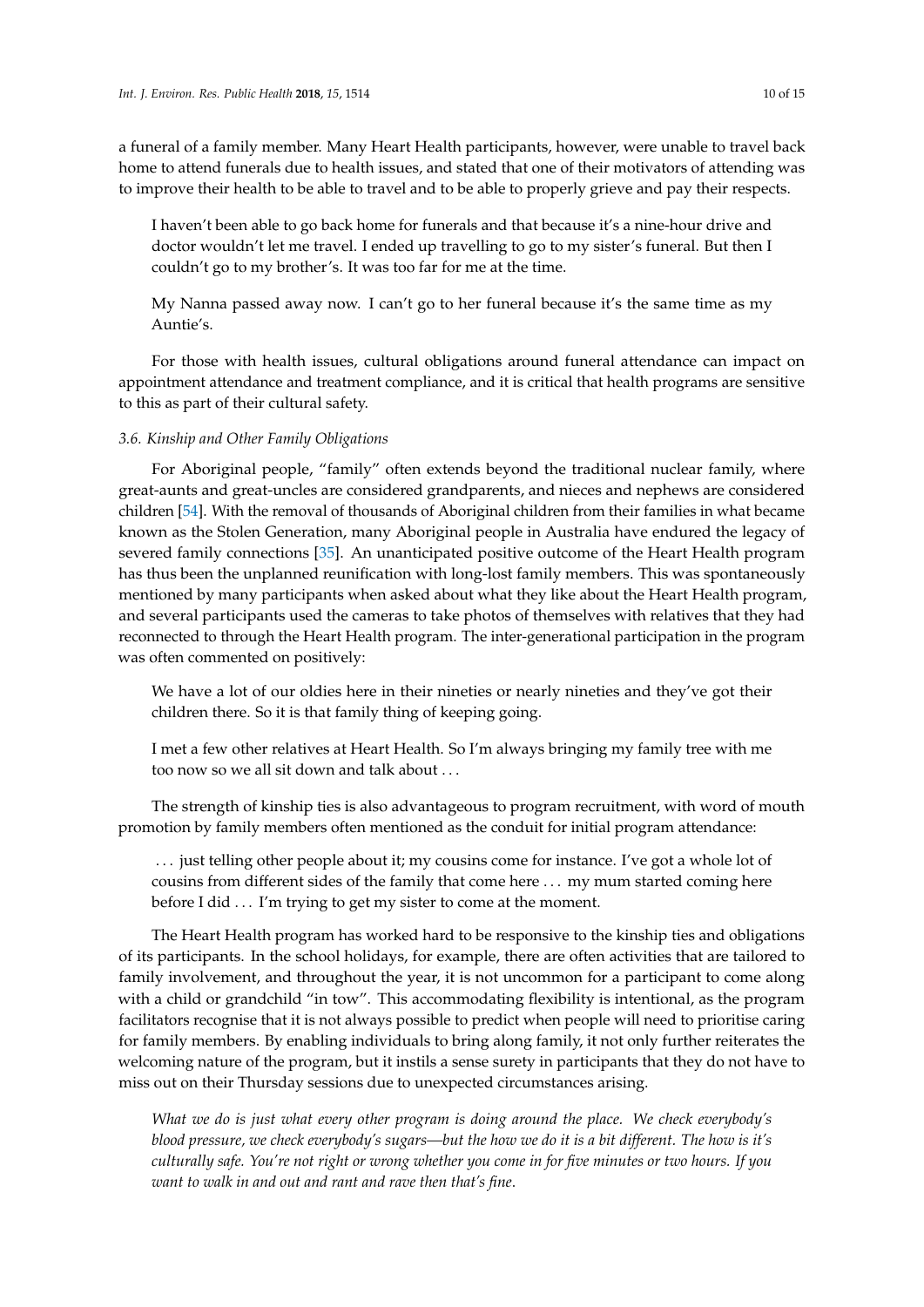a funeral of a family member. Many Heart Health participants, however, were unable to travel back home to attend funerals due to health issues, and stated that one of their motivators of attending was to improve their health to be able to travel and to be able to properly grieve and pay their respects.

> I haven't been able to go back home for funerals and that because it's a nine-hour drive and doctor wouldn't let me travel. I ended up travelling to go to my sister's funeral. But then I couldn't go to my brother's. It was too far for me at the time.

> My Nanna passed away now. I can't go to her funeral because it's the same time as my Auntie's.

For those with health issues, cultural obligations around funeral attendance can impact on appointment attendance and treatment compliance, and it is critical that health programs are sensitive to this as part of their cultural safety.

### *3.6. Kinship and Other Family Obligations*

For Aboriginal people, "family" often extends beyond the traditional nuclear family, where great-aunts and great-uncles are considered grandparents, and nieces and nephews are considered children [54]. With the removal of thousands of Aboriginal children from their families in what became known as the Stolen Generation, many Aboriginal people in Australia have endured the legacy of severed family connections [35]. An unanticipated positive outcome of the Heart Health program has thus been the unplanned reunification with long-lost family members. This was spontaneously mentioned by many participants when asked about what they like about the Heart Health program, and several participants used the cameras to take photos of themselves with relatives that they had reconnected to through the Heart Health program. The inter-generational participation in the program was often commented on positively:

> We have a lot of our oldies here in their nineties or nearly nineties and they've got their children there. So it is that family thing of keeping going.

> I met a few other relatives at Heart Health. So I'm always bringing my family tree with me too now so we all sit down and talk about . . .

The strength of kinship ties is also advantageous to program recruitment, with word of mouth promotion by family members often mentioned as the conduit for initial program attendance:

> . . . just telling other people about it; my cousins come for instance. I've got a whole lot of cousins from different sides of the family that come here . . . my mum started coming here before I did . . . I'm trying to get my sister to come at the moment.

The Heart Health program has worked hard to be responsive to the kinship ties and obligations of its participants. In the school holidays, for example, there are often activities that are tailored to family involvement, and throughout the year, it is not uncommon for a participant to come along with a child or grandchild "in tow". This accommodating flexibility is intentional, as the program facilitators recognise that it is not always possible to predict when people will need to prioritise caring for family members. By enabling individuals to bring along family, it not only further reiterates the welcoming nature of the program, but it instils a sense surety in participants that they do not have to miss out on their Thursday sessions due to unexpected circumstances arising.

> *What we do is just what every other program is doing around the place. We check everybody's blood pressure, we check everybody's sugars—but the how we do it is a bit different. The how is it's culturally safe. You're not right or wrong whether you come in for five minutes or two hours. If you want to walk in and out and rant and rave then that's fine.*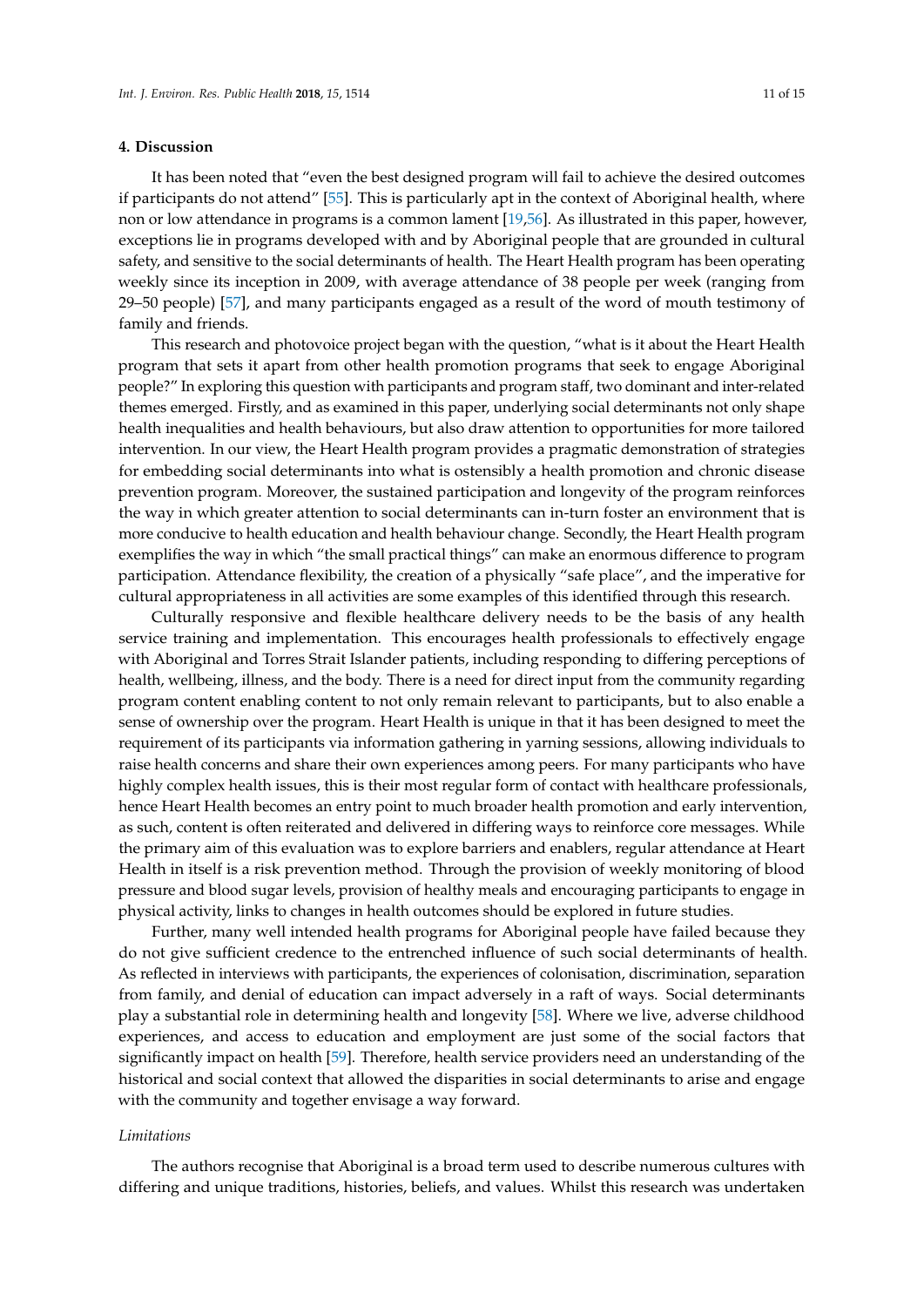## 4. Discussion

It has been noted that "even the best designed program will fail to achieve the desired outcomes if participants do not attend" [55]. This is particularly apt in the context of Aboriginal health, where non or low attendance in programs is a common lament [19,56]. As illustrated in this paper, however, exceptions lie in programs developed with and by Aboriginal people that are grounded in cultural safety, and sensitive to the social determinants of health. The Heart Health program has been operating weekly since its inception in 2009, with average attendance of 38 people per week (ranging from 29–50 people) [57], and many participants engaged as a result of the word of mouth testimony of family and friends.

This research and photovoice project began with the question, "what is it about the Heart Health program that sets it apart from other health promotion programs that seek to engage Aboriginal people?" In exploring this question with participants and program staff, two dominant and inter-related themes emerged. Firstly, and as examined in this paper, underlying social determinants not only shape health inequalities and health behaviours, but also draw attention to opportunities for more tailored intervention. In our view, the Heart Health program provides a pragmatic demonstration of strategies for embedding social determinants into what is ostensibly a health promotion and chronic disease prevention program. Moreover, the sustained participation and longevity of the program reinforces the way in which greater attention to social determinants can in-turn foster an environment that is more conducive to health education and health behaviour change. Secondly, the Heart Health program exemplifies the way in which "the small practical things" can make an enormous difference to program participation. Attendance flexibility, the creation of a physically "safe place", and the imperative for cultural appropriateness in all activities are some examples of this identified through this research.

Culturally responsive and flexible healthcare delivery needs to be the basis of any health service training and implementation. This encourages health professionals to effectively engage with Aboriginal and Torres Strait Islander patients, including responding to differing perceptions of health, wellbeing, illness, and the body. There is a need for direct input from the community regarding program content enabling content to not only remain relevant to participants, but to also enable a sense of ownership over the program. Heart Health is unique in that it has been designed to meet the requirement of its participants via information gathering in yarning sessions, allowing individuals to raise health concerns and share their own experiences among peers. For many participants who have highly complex health issues, this is their most regular form of contact with healthcare professionals, hence Heart Health becomes an entry point to much broader health promotion and early intervention, as such, content is often reiterated and delivered in differing ways to reinforce core messages. While the primary aim of this evaluation was to explore barriers and enablers, regular attendance at Heart Health in itself is a risk prevention method. Through the provision of weekly monitoring of blood pressure and blood sugar levels, provision of healthy meals and encouraging participants to engage in physical activity, links to changes in health outcomes should be explored in future studies.

Further, many well intended health programs for Aboriginal people have failed because they do not give sufficient credence to the entrenched influence of such social determinants of health. As reflected in interviews with participants, the experiences of colonisation, discrimination, separation from family, and denial of education can impact adversely in a raft of ways. Social determinants play a substantial role in determining health and longevity [58]. Where we live, adverse childhood experiences, and access to education and employment are just some of the social factors that significantly impact on health [59]. Therefore, health service providers need an understanding of the historical and social context that allowed the disparities in social determinants to arise and engage with the community and together envisage a way forward.

### *Limitations*

The authors recognise that Aboriginal is a broad term used to describe numerous cultures with differing and unique traditions, histories, beliefs, and values. Whilst this research was undertaken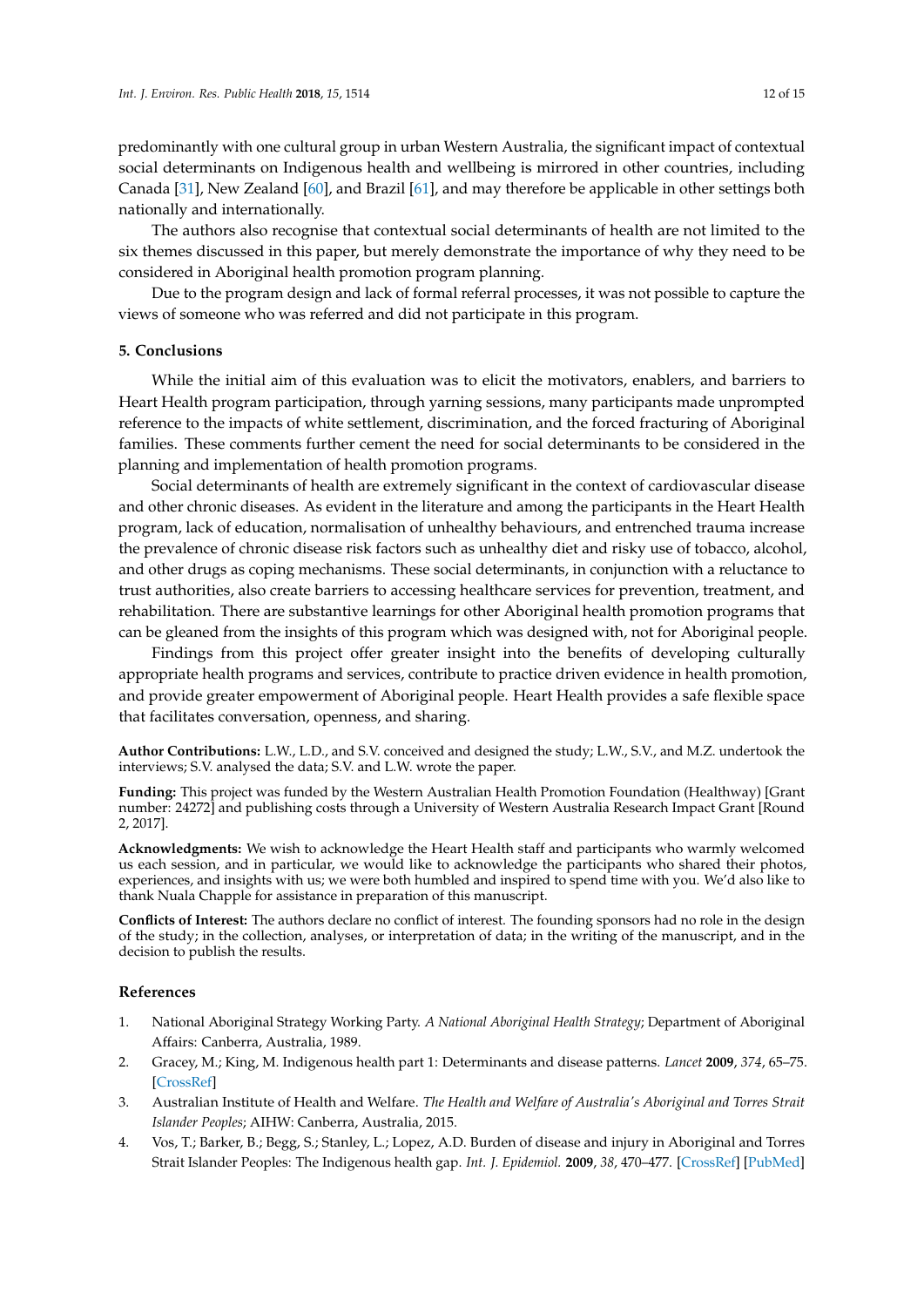predominantly with one cultural group in urban Western Australia, the significant impact of contextual social determinants on Indigenous health and wellbeing is mirrored in other countries, including Canada [31], New Zealand [60], and Brazil [61], and may therefore be applicable in other settings both nationally and internationally.

The authors also recognise that contextual social determinants of health are not limited to the six themes discussed in this paper, but merely demonstrate the importance of why they need to be considered in Aboriginal health promotion program planning.

Due to the program design and lack of formal referral processes, it was not possible to capture the views of someone who was referred and did not participate in this program.

## 5. Conclusions

While the initial aim of this evaluation was to elicit the motivators, enablers, and barriers to Heart Health program participation, through yarning sessions, many participants made unprompted reference to the impacts of white settlement, discrimination, and the forced fracturing of Aboriginal families. These comments further cement the need for social determinants to be considered in the planning and implementation of health promotion programs.

Social determinants of health are extremely significant in the context of cardiovascular disease and other chronic diseases. As evident in the literature and among the participants in the Heart Health program, lack of education, normalisation of unhealthy behaviours, and entrenched trauma increase the prevalence of chronic disease risk factors such as unhealthy diet and risky use of tobacco, alcohol, and other drugs as coping mechanisms. These social determinants, in conjunction with a reluctance to trust authorities, also create barriers to accessing healthcare services for prevention, treatment, and rehabilitation. There are substantive learnings for other Aboriginal health promotion programs that can be gleaned from the insights of this program which was designed with, not for Aboriginal people.

Findings from this project offer greater insight into the benefits of developing culturally appropriate health programs and services, contribute to practice driven evidence in health promotion, and provide greater empowerment of Aboriginal people. Heart Health provides a safe flexible space that facilitates conversation, openness, and sharing.

**Author Contributions:** L.W., L.D., and S.V. conceived and designed the study; L.W., S.V., and M.Z. undertook the interviews; S.V. analysed the data; S.V. and L.W. wrote the paper.

**Funding:** This project was funded by the Western Australian Health Promotion Foundation (Healthway) [Grant number: 24272] and publishing costs through a University of Western Australia Research Impact Grant [Round 2, 2017].

**Acknowledgments:** We wish to acknowledge the Heart Health staff and participants who warmly welcomed us each session, and in particular, we would like to acknowledge the participants who shared their photos, experiences, and insights with us; we were both humbled and inspired to spend time with you. We'd also like to thank Nuala Chapple for assistance in preparation of this manuscript.

**Conflicts of Interest:** The authors declare no conflict of interest. The founding sponsors had no role in the design of the study; in the collection, analyses, or interpretation of data; in the writing of the manuscript, and in the decision to publish the results.

## References

1. National Aboriginal Strategy Working Party. *A National Aboriginal Health Strategy*; Department of Aboriginal Affairs: Canberra, Australia, 1989.
2. Gracey, M.; King, M. Indigenous health part 1: Determinants and disease patterns. *Lancet* **2009**, *374*, 65–75. [CrossRef]
3. Australian Institute of Health and Welfare. *The Health and Welfare of Australia's Aboriginal and Torres Strait Islander Peoples*; AIHW: Canberra, Australia, 2015.
4. Vos, T.; Barker, B.; Begg, S.; Stanley, L.; Lopez, A.D. Burden of disease and injury in Aboriginal and Torres Strait Islander Peoples: The Indigenous health gap. *Int. J. Epidemiol.* **2009**, *38*, 470–477. [CrossRef] [PubMed]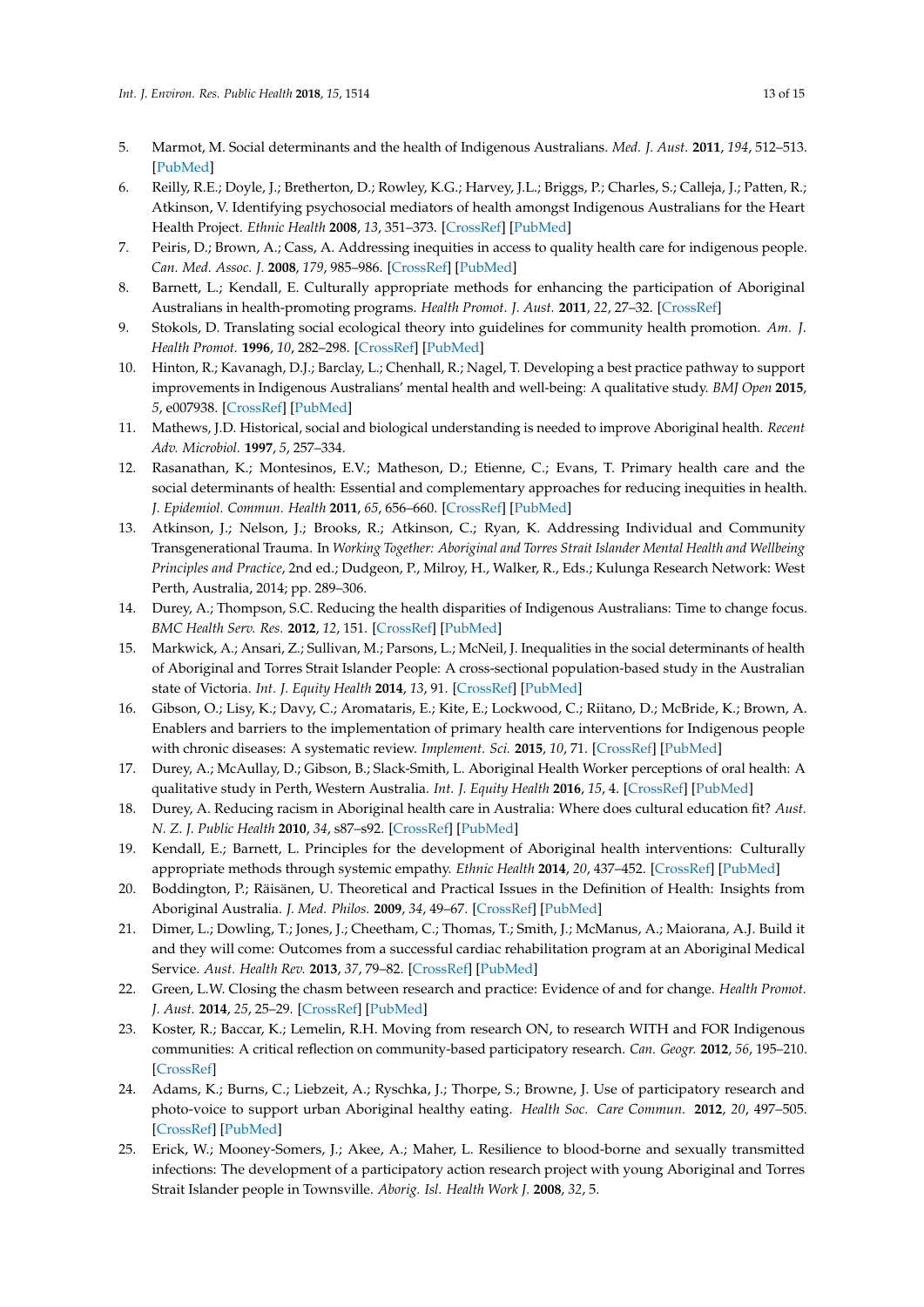5. Marmot, M. Social determinants and the health of Indigenous Australians. *Med. J. Aust.* **2011**, *194*, 512–513. [PubMed]
6. Reilly, R.E.; Doyle, J.; Bretherton, D.; Rowley, K.G.; Harvey, J.L.; Briggs, P.; Charles, S.; Calleja, J.; Patten, R.; Atkinson, V. Identifying psychosocial mediators of health amongst Indigenous Australians for the Heart Health Project. *Ethnic Health* **2008**, *13*, 351–373. [CrossRef] [PubMed]
7. Peiris, D.; Brown, A.; Cass, A. Addressing inequities in access to quality health care for indigenous people. *Can. Med. Assoc. J.* **2008**, *179*, 985–986. [CrossRef] [PubMed]
8. Barnett, L.; Kendall, E. Culturally appropriate methods for enhancing the participation of Aboriginal Australians in health-promoting programs. *Health Promot. J. Aust.* **2011**, *22*, 27–32. [CrossRef]
9. Stokols, D. Translating social ecological theory into guidelines for community health promotion. *Am. J. Health Promot.* **1996**, *10*, 282–298. [CrossRef] [PubMed]
10. Hinton, R.; Kavanagh, D.J.; Barclay, L.; Chenhall, R.; Nagel, T. Developing a best practice pathway to support improvements in Indigenous Australians' mental health and well-being: A qualitative study. *BMJ Open* **2015**, *5*, e007938. [CrossRef] [PubMed]
11. Mathews, J.D. Historical, social and biological understanding is needed to improve Aboriginal health. *Recent Adv. Microbiol.* **1997**, *5*, 257–334.
12. Rasanathan, K.; Montesinos, E.V.; Matheson, D.; Etienne, C.; Evans, T. Primary health care and the social determinants of health: Essential and complementary approaches for reducing inequities in health. *J. Epidemiol. Commun. Health* **2011**, *65*, 656–660. [CrossRef] [PubMed]
13. Atkinson, J.; Nelson, J.; Brooks, R.; Atkinson, C.; Ryan, K. Addressing Individual and Community Transgenerational Trauma. In *Working Together: Aboriginal and Torres Strait Islander Mental Health and Wellbeing Principles and Practice*, 2nd ed.; Dudgeon, P., Milroy, H., Walker, R., Eds.; Kulunga Research Network: West Perth, Australia, 2014; pp. 289–306.
14. Durey, A.; Thompson, S.C. Reducing the health disparities of Indigenous Australians: Time to change focus. *BMC Health Serv. Res.* **2012**, *12*, 151. [CrossRef] [PubMed]
15. Markwick, A.; Ansari, Z.; Sullivan, M.; Parsons, L.; McNeil, J. Inequalities in the social determinants of health of Aboriginal and Torres Strait Islander People: A cross-sectional population-based study in the Australian state of Victoria. *Int. J. Equity Health* **2014**, *13*, 91. [CrossRef] [PubMed]
16. Gibson, O.; Lisy, K.; Davy, C.; Aromataris, E.; Kite, E.; Lockwood, C.; Riitano, D.; McBride, K.; Brown, A. Enablers and barriers to the implementation of primary health care interventions for Indigenous people with chronic diseases: A systematic review. *Implement. Sci.* **2015**, *10*, 71. [CrossRef] [PubMed]
17. Durey, A.; McAullay, D.; Gibson, B.; Slack-Smith, L. Aboriginal Health Worker perceptions of oral health: A qualitative study in Perth, Western Australia. *Int. J. Equity Health* **2016**, *15*, 4. [CrossRef] [PubMed]
18. Durey, A. Reducing racism in Aboriginal health care in Australia: Where does cultural education fit? *Aust. N. Z. J. Public Health* **2010**, *34*, s87–s92. [CrossRef] [PubMed]
19. Kendall, E.; Barnett, L. Principles for the development of Aboriginal health interventions: Culturally appropriate methods through systemic empathy. *Ethnic Health* **2014**, *20*, 437–452. [CrossRef] [PubMed]
20. Boddington, P.; Räisänen, U. Theoretical and Practical Issues in the Definition of Health: Insights from Aboriginal Australia. *J. Med. Philos.* **2009**, *34*, 49–67. [CrossRef] [PubMed]
21. Dimer, L.; Dowling, T.; Jones, J.; Cheetham, C.; Thomas, T.; Smith, J.; McManus, A.; Maiorana, A.J. Build it and they will come: Outcomes from a successful cardiac rehabilitation program at an Aboriginal Medical Service. *Aust. Health Rev.* **2013**, *37*, 79–82. [CrossRef] [PubMed]
22. Green, L.W. Closing the chasm between research and practice: Evidence of and for change. *Health Promot. J. Aust.* **2014**, *25*, 25–29. [CrossRef] [PubMed]
23. Koster, R.; Baccar, K.; Lemelin, R.H. Moving from research ON, to research WITH and FOR Indigenous communities: A critical reflection on community-based participatory research. *Can. Geogr.* **2012**, *56*, 195–210. [CrossRef]
24. Adams, K.; Burns, C.; Liebzeit, A.; Ryschka, J.; Thorpe, S.; Browne, J. Use of participatory research and photo-voice to support urban Aboriginal healthy eating. *Health Soc. Care Commun.* **2012**, *20*, 497–505. [CrossRef] [PubMed]
25. Erick, W.; Mooney-Somers, J.; Akee, A.; Maher, L. Resilience to blood-borne and sexually transmitted infections: The development of a participatory action research project with young Aboriginal and Torres Strait Islander people in Townsville. *Aborig. Isl. Health Work J.* **2008**, *32*, 5.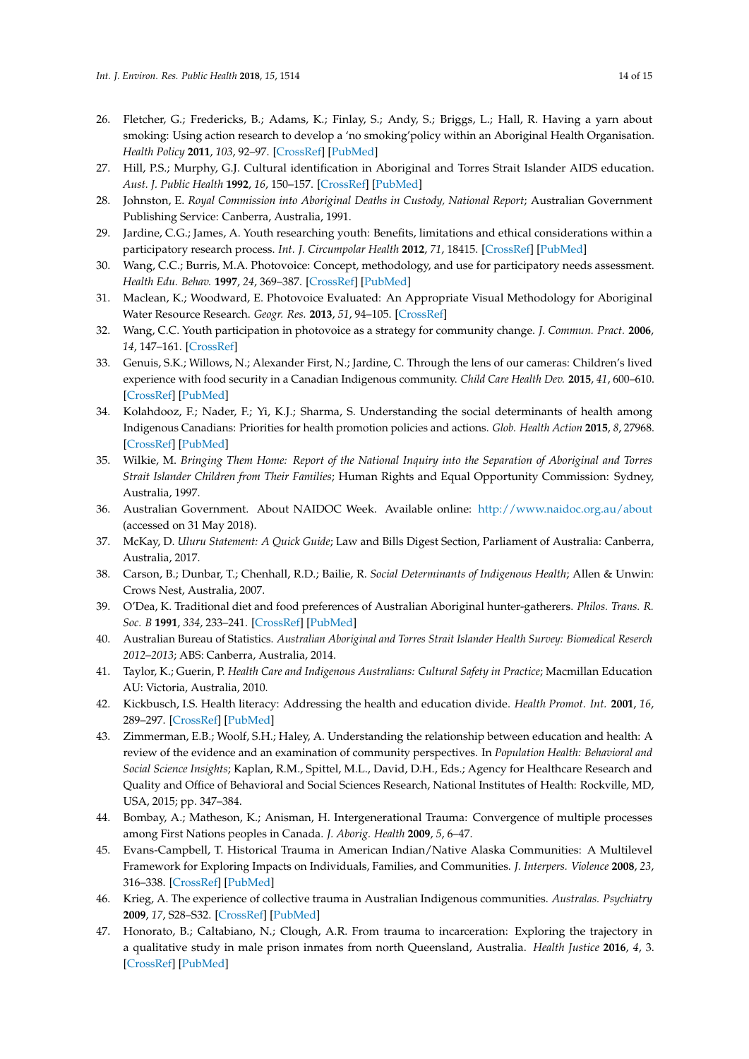26. Fletcher, G.; Fredericks, B.; Adams, K.; Finlay, S.; Andy, S.; Briggs, L.; Hall, R. Having a yarn about smoking: Using action research to develop a 'no smoking'policy within an Aboriginal Health Organisation. *Health Policy* **2011**, *103*, 92–97. [CrossRef] [PubMed]
27. Hill, P.S.; Murphy, G.J. Cultural identification in Aboriginal and Torres Strait Islander AIDS education. *Aust. J. Public Health* **1992**, *16*, 150–157. [CrossRef] [PubMed]
28. Johnston, E. *Royal Commission into Aboriginal Deaths in Custody, National Report*; Australian Government Publishing Service: Canberra, Australia, 1991.
29. Jardine, C.G.; James, A. Youth researching youth: Benefits, limitations and ethical considerations within a participatory research process. *Int. J. Circumpolar Health* **2012**, *71*, 18415. [CrossRef] [PubMed]
30. Wang, C.C.; Burris, M.A. Photovoice: Concept, methodology, and use for participatory needs assessment. *Health Edu. Behav.* **1997**, *24*, 369–387. [CrossRef] [PubMed]
31. Maclean, K.; Woodward, E. Photovoice Evaluated: An Appropriate Visual Methodology for Aboriginal Water Resource Research. *Geogr. Res.* **2013**, *51*, 94–105. [CrossRef]
32. Wang, C.C. Youth participation in photovoice as a strategy for community change. *J. Commun. Pract.* **2006**, *14*, 147–161. [CrossRef]
33. Genuis, S.K.; Willows, N.; Alexander First, N.; Jardine, C. Through the lens of our cameras: Children's lived experience with food security in a Canadian Indigenous community. *Child Care Health Dev.* **2015**, *41*, 600–610. [CrossRef] [PubMed]
34. Kolahdooz, F.; Nader, F.; Yi, K.J.; Sharma, S. Understanding the social determinants of health among Indigenous Canadians: Priorities for health promotion policies and actions. *Glob. Health Action* **2015**, *8*, 27968. [CrossRef] [PubMed]
35. Wilkie, M. *Bringing Them Home: Report of the National Inquiry into the Separation of Aboriginal and Torres Strait Islander Children from Their Families*; Human Rights and Equal Opportunity Commission: Sydney, Australia, 1997.
36. Australian Government. About NAIDOC Week. Available online: http://www.naidoc.org.au/about (accessed on 31 May 2018).
37. McKay, D. *Uluru Statement: A Quick Guide*; Law and Bills Digest Section, Parliament of Australia: Canberra, Australia, 2017.
38. Carson, B.; Dunbar, T.; Chenhall, R.D.; Bailie, R. *Social Determinants of Indigenous Health*; Allen & Unwin: Crows Nest, Australia, 2007.
39. O'Dea, K. Traditional diet and food preferences of Australian Aboriginal hunter-gatherers. *Philos. Trans. R. Soc. B* **1991**, *334*, 233–241. [CrossRef] [PubMed]
40. Australian Bureau of Statistics. *Australian Aboriginal and Torres Strait Islander Health Survey: Biomedical Reserch 2012–2013*; ABS: Canberra, Australia, 2014.
41. Taylor, K.; Guerin, P. *Health Care and Indigenous Australians: Cultural Safety in Practice*; Macmillan Education AU: Victoria, Australia, 2010.
42. Kickbusch, I.S. Health literacy: Addressing the health and education divide. *Health Promot. Int.* **2001**, *16*, 289–297. [CrossRef] [PubMed]
43. Zimmerman, E.B.; Woolf, S.H.; Haley, A. Understanding the relationship between education and health: A review of the evidence and an examination of community perspectives. In *Population Health: Behavioral and Social Science Insights*; Kaplan, R.M., Spittel, M.L., David, D.H., Eds.; Agency for Healthcare Research and Quality and Office of Behavioral and Social Sciences Research, National Institutes of Health: Rockville, MD, USA, 2015; pp. 347–384.
44. Bombay, A.; Matheson, K.; Anisman, H. Intergenerational Trauma: Convergence of multiple processes among First Nations peoples in Canada. *J. Aborig. Health* **2009**, *5*, 6–47.
45. Evans-Campbell, T. Historical Trauma in American Indian/Native Alaska Communities: A Multilevel Framework for Exploring Impacts on Individuals, Families, and Communities. *J. Interpers. Violence* **2008**, *23*, 316–338. [CrossRef] [PubMed]
46. Krieg, A. The experience of collective trauma in Australian Indigenous communities. *Australas. Psychiatry* **2009**, *17*, S28–S32. [CrossRef] [PubMed]
47. Honorato, B.; Caltabiano, N.; Clough, A.R. From trauma to incarceration: Exploring the trajectory in a qualitative study in male prison inmates from north Queensland, Australia. *Health Justice* **2016**, *4*, 3. [CrossRef] [PubMed]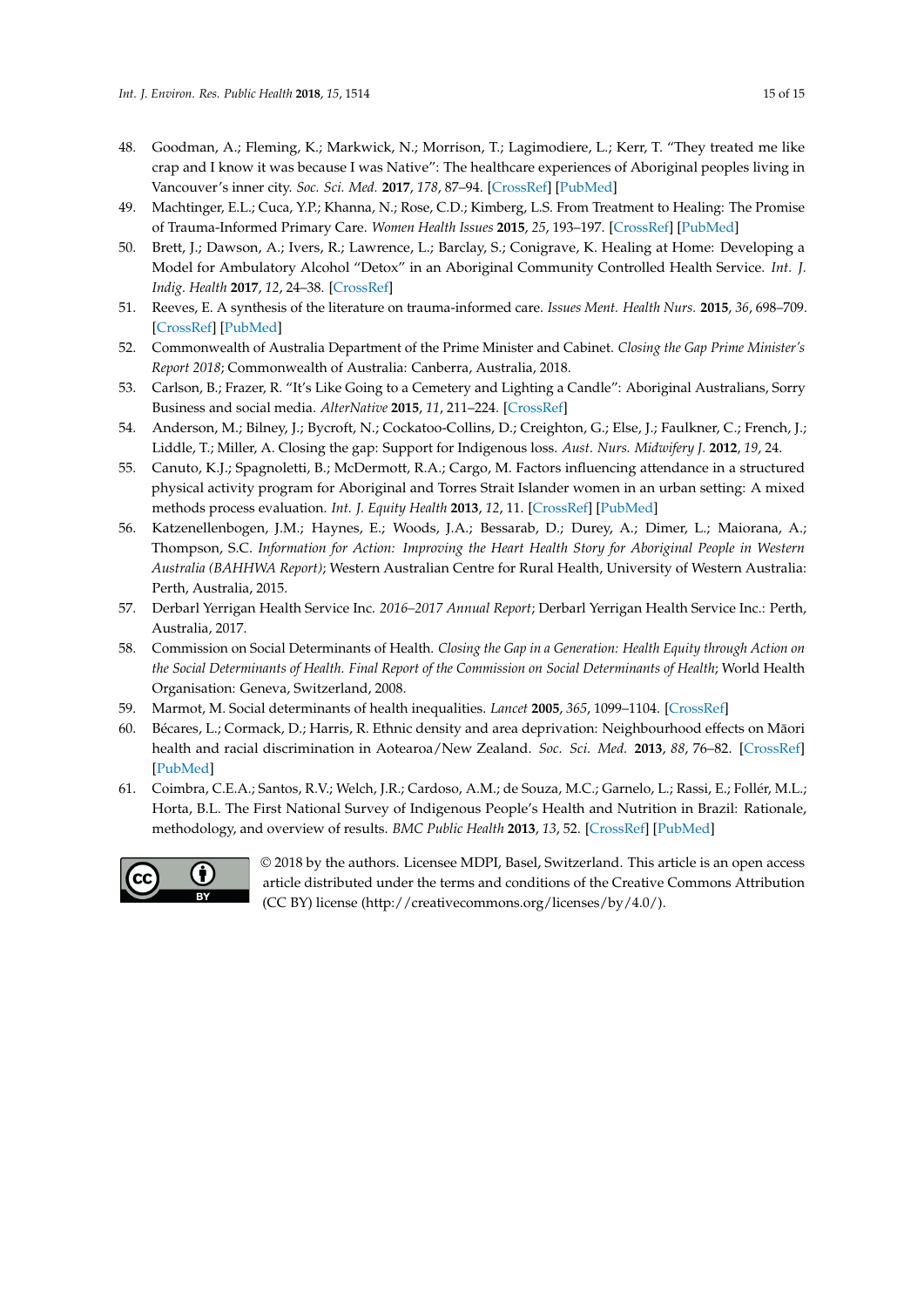48. Goodman, A.; Fleming, K.; Markwick, N.; Morrison, T.; Lagimodiere, L.; Kerr, T. "They treated me like crap and I know it was because I was Native": The healthcare experiences of Aboriginal peoples living in Vancouver's inner city. *Soc. Sci. Med.* **2017**, *178*, 87–94. [CrossRef] [PubMed]
49. Machtinger, E.L.; Cuca, Y.P.; Khanna, N.; Rose, C.D.; Kimberg, L.S. From Treatment to Healing: The Promise of Trauma-Informed Primary Care. *Women Health Issues* **2015**, *25*, 193–197. [CrossRef] [PubMed]
50. Brett, J.; Dawson, A.; Ivers, R.; Lawrence, L.; Barclay, S.; Conigrave, K. Healing at Home: Developing a Model for Ambulatory Alcohol "Detox" in an Aboriginal Community Controlled Health Service. *Int. J. Indig. Health* **2017**, *12*, 24–38. [CrossRef]
51. Reeves, E. A synthesis of the literature on trauma-informed care. *Issues Ment. Health Nurs.* **2015**, *36*, 698–709. [CrossRef] [PubMed]
52. Commonwealth of Australia Department of the Prime Minister and Cabinet. *Closing the Gap Prime Minister's Report 2018*; Commonwealth of Australia: Canberra, Australia, 2018.
53. Carlson, B.; Frazer, R. "It's Like Going to a Cemetery and Lighting a Candle": Aboriginal Australians, Sorry Business and social media. *AlterNative* **2015**, *11*, 211–224. [CrossRef]
54. Anderson, M.; Bilney, J.; Bycroft, N.; Cockatoo-Collins, D.; Creighton, G.; Else, J.; Faulkner, C.; French, J.; Liddle, T.; Miller, A. Closing the gap: Support for Indigenous loss. *Aust. Nurs. Midwifery J.* **2012**, *19*, 24.
55. Canuto, K.J.; Spagnoletti, B.; McDermott, R.A.; Cargo, M. Factors influencing attendance in a structured physical activity program for Aboriginal and Torres Strait Islander women in an urban setting: A mixed methods process evaluation. *Int. J. Equity Health* **2013**, *12*, 11. [CrossRef] [PubMed]
56. Katzenellenbogen, J.M.; Haynes, E.; Woods, J.A.; Bessarab, D.; Durey, A.; Dimer, L.; Maiorana, A.; Thompson, S.C. *Information for Action: Improving the Heart Health Story for Aboriginal People in Western Australia (BAHHWA Report)*; Western Australian Centre for Rural Health, University of Western Australia: Perth, Australia, 2015.
57. Derbarl Yerrigan Health Service Inc. *2016–2017 Annual Report*; Derbarl Yerrigan Health Service Inc.: Perth, Australia, 2017.
58. Commission on Social Determinants of Health. *Closing the Gap in a Generation: Health Equity through Action on the Social Determinants of Health. Final Report of the Commission on Social Determinants of Health*; World Health Organisation: Geneva, Switzerland, 2008.
59. Marmot, M. Social determinants of health inequalities. *Lancet* **2005**, *365*, 1099–1104. [CrossRef]
60. Bécares, L.; Cormack, D.; Harris, R. Ethnic density and area deprivation: Neighbourhood effects on Māori health and racial discrimination in Aotearoa/New Zealand. *Soc. Sci. Med.* **2013**, *88*, 76–82. [CrossRef] [PubMed]
61. Coimbra, C.E.A.; Santos, R.V.; Welch, J.R.; Cardoso, A.M.; de Souza, M.C.; Garnelo, L.; Rassi, E.; Follér, M.L.; Horta, B.L. The First National Survey of Indigenous People's Health and Nutrition in Brazil: Rationale, methodology, and overview of results. *BMC Public Health* **2013**, *13*, 52. [CrossRef] [PubMed]

© 2018 by the authors. Licensee MDPI, Basel, Switzerland. This article is an open access article distributed under the terms and conditions of the Creative Commons Attribution (CC BY) license (http://creativecommons.org/licenses/by/4.0/).